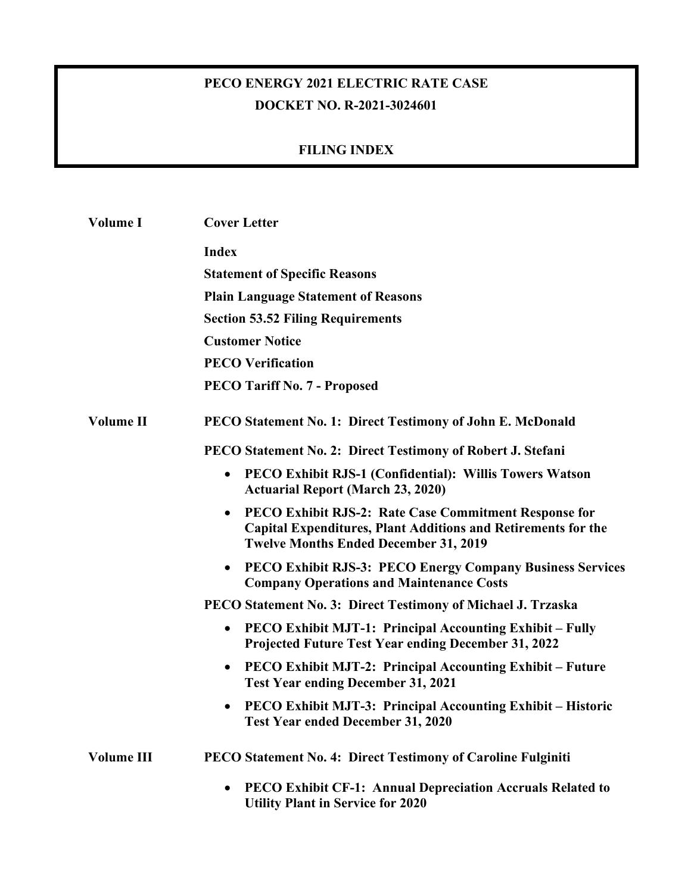# PECO ENERGY 2021 ELECTRIC RATE CASE
## DOCKET NO. R-2021-3024601

## FILING INDEX

**Volume I**

**Cover Letter**

**Index**

**Statement of Specific Reasons**

**Plain Language Statement of Reasons**

**Section 53.52 Filing Requirements**

**Customer Notice**

**PECO Verification**

**PECO Tariff No. 7 - Proposed**

**Volume II**

**PECO Statement No. 1: Direct Testimony of John E. McDonald**

**PECO Statement No. 2: Direct Testimony of Robert J. Stefani**

- **PECO Exhibit RJS-1 (Confidential): Willis Towers Watson Actuarial Report (March 23, 2020)**
- **PECO Exhibit RJS-2: Rate Case Commitment Response for Capital Expenditures, Plant Additions and Retirements for the Twelve Months Ended December 31, 2019**
- **PECO Exhibit RJS-3: PECO Energy Company Business Services Company Operations and Maintenance Costs**

**PECO Statement No. 3: Direct Testimony of Michael J. Trzaska**

- **PECO Exhibit MJT-1: Principal Accounting Exhibit – Fully Projected Future Test Year ending December 31, 2022**
- **PECO Exhibit MJT-2: Principal Accounting Exhibit – Future Test Year ending December 31, 2021**
- **PECO Exhibit MJT-3: Principal Accounting Exhibit – Historic Test Year ended December 31, 2020**

**Volume III**

**PECO Statement No. 4: Direct Testimony of Caroline Fulginiti**

- **PECO Exhibit CF-1: Annual Depreciation Accruals Related to Utility Plant in Service for 2020**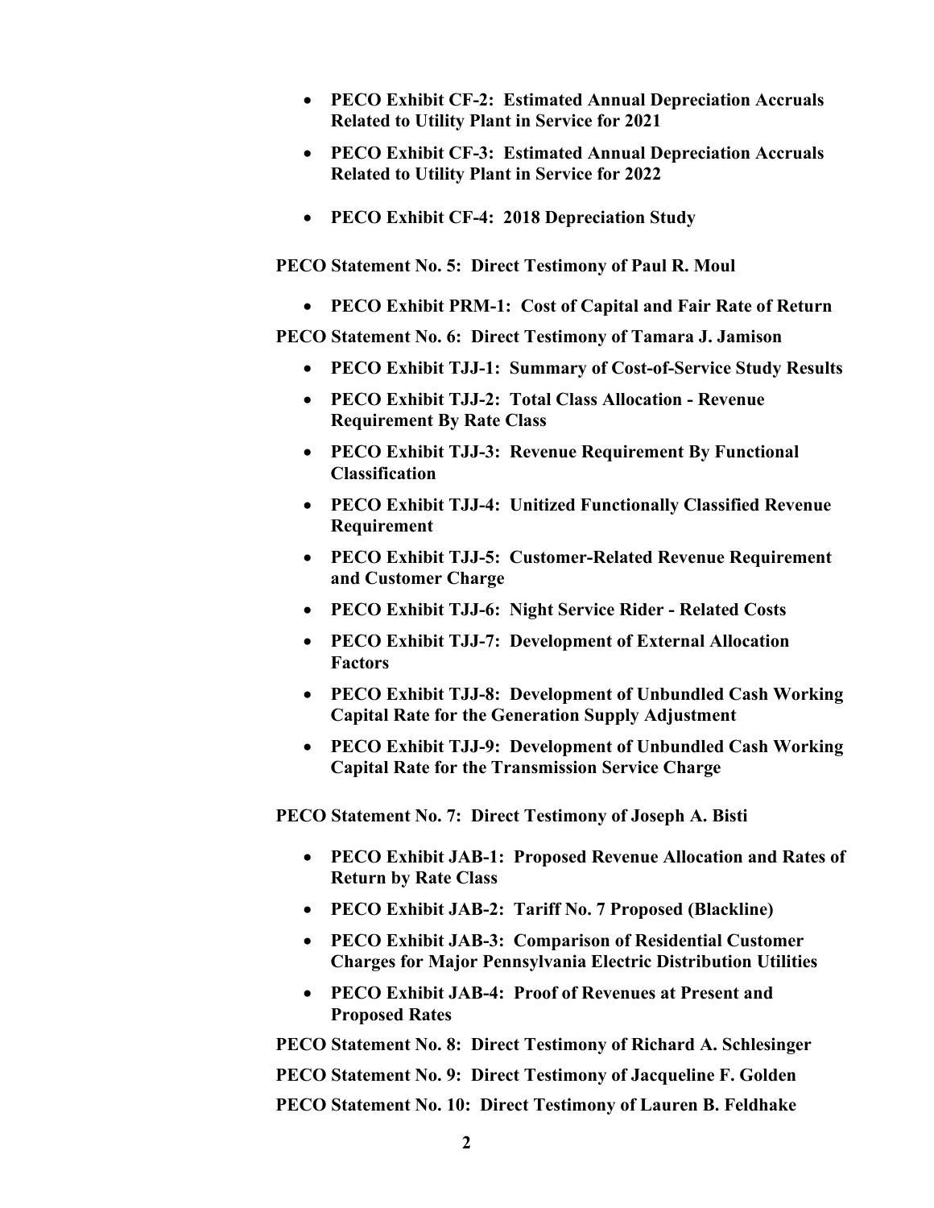- **PECO Exhibit CF-2: Estimated Annual Depreciation Accruals Related to Utility Plant in Service for 2021**
- **PECO Exhibit CF-3: Estimated Annual Depreciation Accruals Related to Utility Plant in Service for 2022**
- **PECO Exhibit CF-4: 2018 Depreciation Study**

**PECO Statement No. 5: Direct Testimony of Paul R. Moul**

- **PECO Exhibit PRM-1: Cost of Capital and Fair Rate of Return**

**PECO Statement No. 6: Direct Testimony of Tamara J. Jamison**

- **PECO Exhibit TJJ-1: Summary of Cost-of-Service Study Results**
- **PECO Exhibit TJJ-2: Total Class Allocation - Revenue Requirement By Rate Class**
- **PECO Exhibit TJJ-3: Revenue Requirement By Functional Classification**
- **PECO Exhibit TJJ-4: Unitized Functionally Classified Revenue Requirement**
- **PECO Exhibit TJJ-5: Customer-Related Revenue Requirement and Customer Charge**
- **PECO Exhibit TJJ-6: Night Service Rider - Related Costs**
- **PECO Exhibit TJJ-7: Development of External Allocation Factors**
- **PECO Exhibit TJJ-8: Development of Unbundled Cash Working Capital Rate for the Generation Supply Adjustment**
- **PECO Exhibit TJJ-9: Development of Unbundled Cash Working Capital Rate for the Transmission Service Charge**

**PECO Statement No. 7: Direct Testimony of Joseph A. Bisti**

- **PECO Exhibit JAB-1: Proposed Revenue Allocation and Rates of Return by Rate Class**
- **PECO Exhibit JAB-2: Tariff No. 7 Proposed (Blackline)**
- **PECO Exhibit JAB-3: Comparison of Residential Customer Charges for Major Pennsylvania Electric Distribution Utilities**
- **PECO Exhibit JAB-4: Proof of Revenues at Present and Proposed Rates**

**PECO Statement No. 8: Direct Testimony of Richard A. Schlesinger**

**PECO Statement No. 9: Direct Testimony of Jacqueline F. Golden**

**PECO Statement No. 10: Direct Testimony of Lauren B. Feldhake**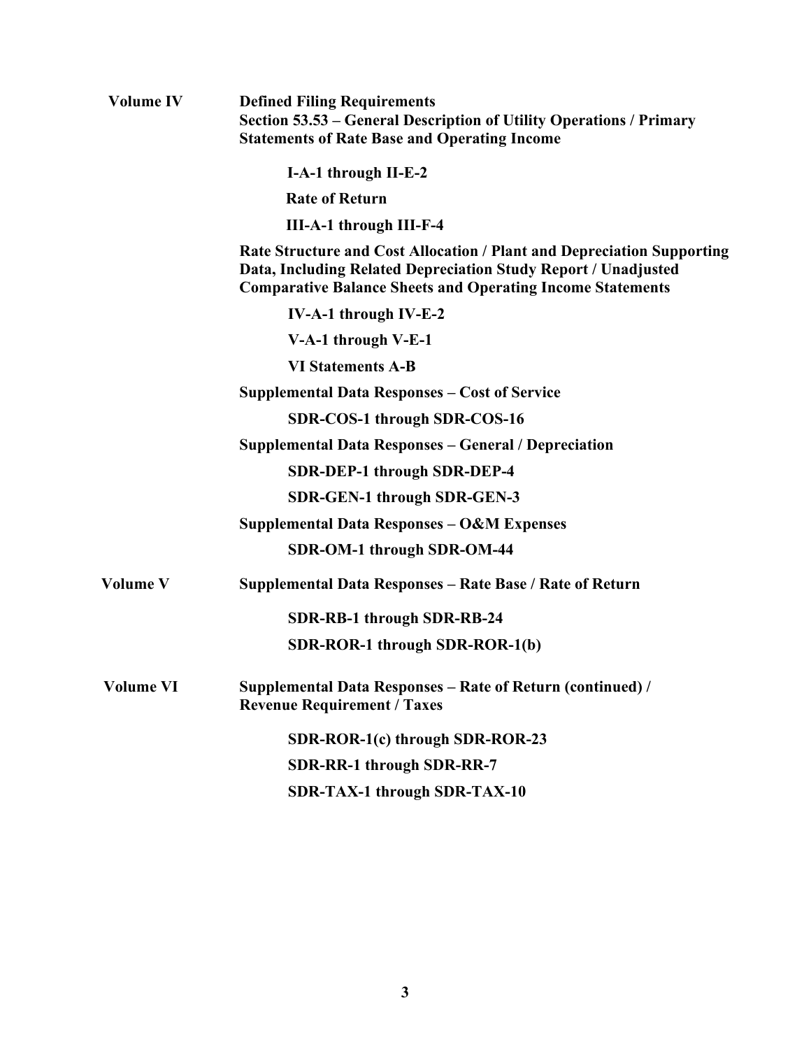**Volume IV** — **Defined Filing Requirements**
**Section 53.53 – General Description of Utility Operations / Primary Statements of Rate Base and Operating Income**

- **I-A-1 through II-E-2**
- **Rate of Return**
- **III-A-1 through III-F-4**

**Rate Structure and Cost Allocation / Plant and Depreciation Supporting Data, Including Related Depreciation Study Report / Unadjusted Comparative Balance Sheets and Operating Income Statements**

- **IV-A-1 through IV-E-2**
- **V-A-1 through V-E-1**
- **VI Statements A-B**

**Supplemental Data Responses – Cost of Service**

- **SDR-COS-1 through SDR-COS-16**

**Supplemental Data Responses – General / Depreciation**

- **SDR-DEP-1 through SDR-DEP-4**
- **SDR-GEN-1 through SDR-GEN-3**

**Supplemental Data Responses – O&M Expenses**

- **SDR-OM-1 through SDR-OM-44**

**Volume V** — **Supplemental Data Responses – Rate Base / Rate of Return**

- **SDR-RB-1 through SDR-RB-24**
- **SDR-ROR-1 through SDR-ROR-1(b)**

**Volume VI** — **Supplemental Data Responses – Rate of Return (continued) / Revenue Requirement / Taxes**

- **SDR-ROR-1(c) through SDR-ROR-23**
- **SDR-RR-1 through SDR-RR-7**
- **SDR-TAX-1 through SDR-TAX-10**